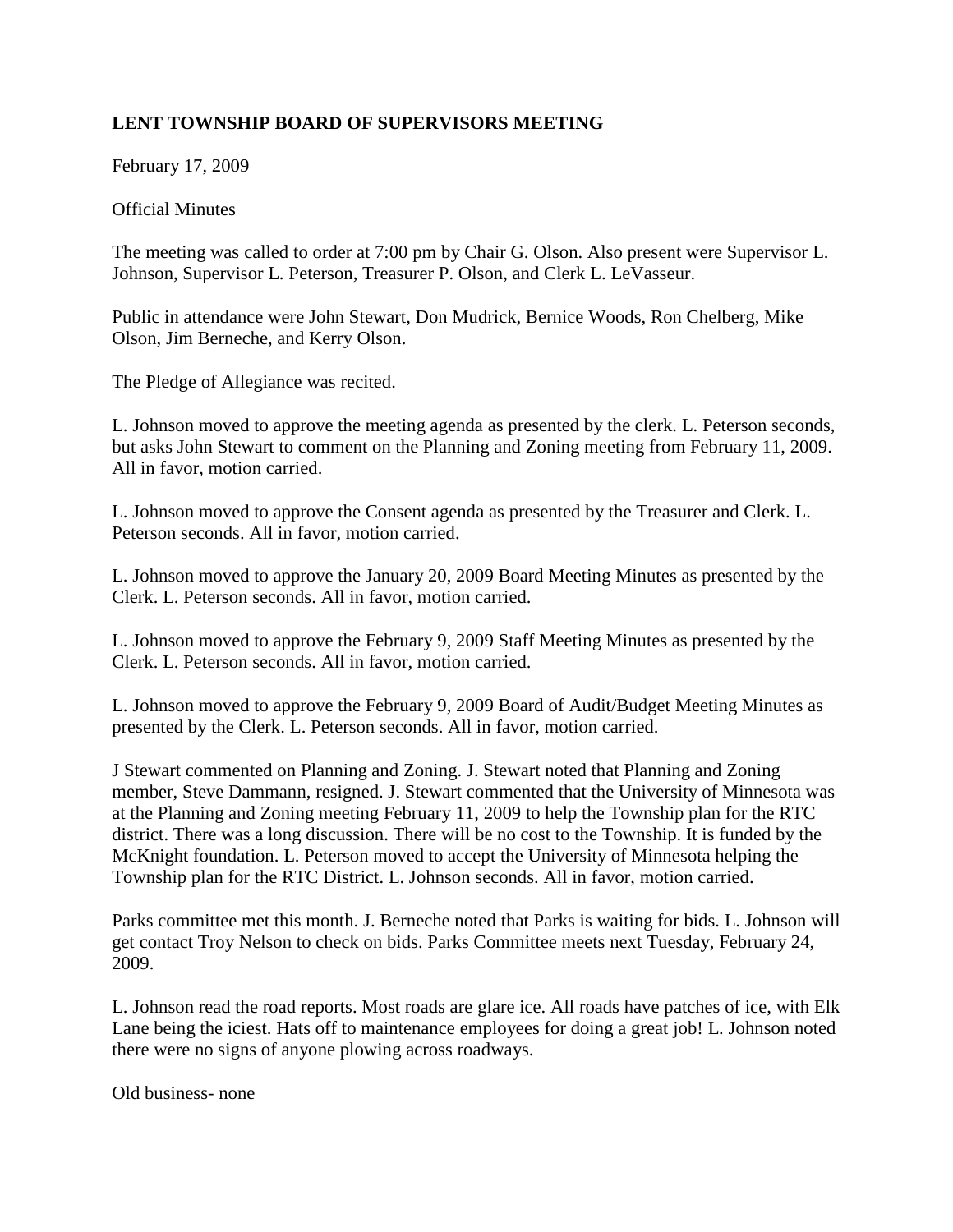**LENT TOWNSHIP BOARD OF SUPERVISORS MEETING**

February 17, 2009

Official Minutes

The meeting was called to order at 7:00 pm by Chair G. Olson. Also present were Supervisor L. Johnson, Supervisor L. Peterson, Treasurer P. Olson, and Clerk L. LeVasseur.

Public in attendance were John Stewart, Don Mudrick, Bernice Woods, Ron Chelberg, Mike Olson, Jim Berneche, and Kerry Olson.

The Pledge of Allegiance was recited.

L. Johnson moved to approve the meeting agenda as presented by the clerk. L. Peterson seconds, but asks John Stewart to comment on the Planning and Zoning meeting from February 11, 2009. All in favor, motion carried.

L. Johnson moved to approve the Consent agenda as presented by the Treasurer and Clerk. L. Peterson seconds. All in favor, motion carried.

L. Johnson moved to approve the January 20, 2009 Board Meeting Minutes as presented by the Clerk. L. Peterson seconds. All in favor, motion carried.

L. Johnson moved to approve the February 9, 2009 Staff Meeting Minutes as presented by the Clerk. L. Peterson seconds. All in favor, motion carried.

L. Johnson moved to approve the February 9, 2009 Board of Audit/Budget Meeting Minutes as presented by the Clerk. L. Peterson seconds. All in favor, motion carried.

J Stewart commented on Planning and Zoning. J. Stewart noted that Planning and Zoning member, Steve Dammann, resigned. J. Stewart commented that the University of Minnesota was at the Planning and Zoning meeting February 11, 2009 to help the Township plan for the RTC district. There was a long discussion. There will be no cost to the Township. It is funded by the McKnight foundation. L. Peterson moved to accept the University of Minnesota helping the Township plan for the RTC District. L. Johnson seconds. All in favor, motion carried.

Parks committee met this month. J. Berneche noted that Parks is waiting for bids. L. Johnson will get contact Troy Nelson to check on bids. Parks Committee meets next Tuesday, February 24, 2009.

L. Johnson read the road reports. Most roads are glare ice. All roads have patches of ice, with Elk Lane being the iciest. Hats off to maintenance employees for doing a great job! L. Johnson noted there were no signs of anyone plowing across roadways.

Old business- none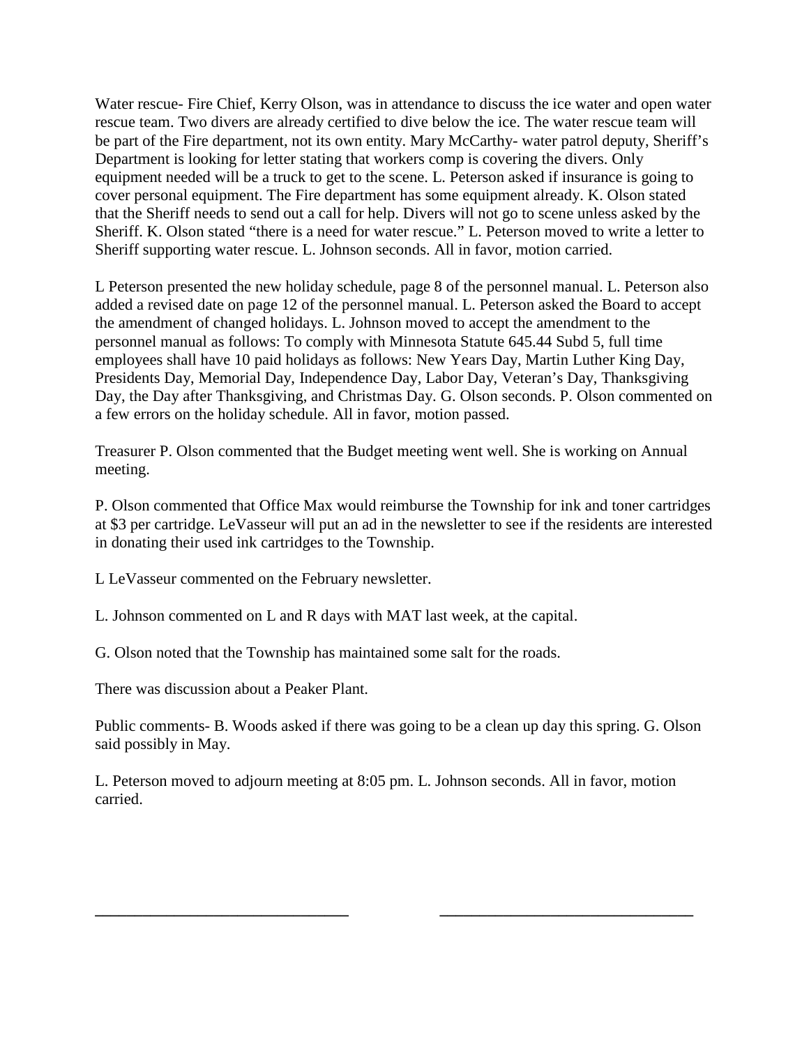Water rescue- Fire Chief, Kerry Olson, was in attendance to discuss the ice water and open water rescue team. Two divers are already certified to dive below the ice. The water rescue team will be part of the Fire department, not its own entity. Mary McCarthy- water patrol deputy, Sheriff's Department is looking for letter stating that workers comp is covering the divers. Only equipment needed will be a truck to get to the scene. L. Peterson asked if insurance is going to cover personal equipment. The Fire department has some equipment already. K. Olson stated that the Sheriff needs to send out a call for help. Divers will not go to scene unless asked by the Sheriff. K. Olson stated "there is a need for water rescue." L. Peterson moved to write a letter to Sheriff supporting water rescue. L. Johnson seconds. All in favor, motion carried.

L Peterson presented the new holiday schedule, page 8 of the personnel manual. L. Peterson also added a revised date on page 12 of the personnel manual. L. Peterson asked the Board to accept the amendment of changed holidays. L. Johnson moved to accept the amendment to the personnel manual as follows: To comply with Minnesota Statute 645.44 Subd 5, full time employees shall have 10 paid holidays as follows: New Years Day, Martin Luther King Day, Presidents Day, Memorial Day, Independence Day, Labor Day, Veteran's Day, Thanksgiving Day, the Day after Thanksgiving, and Christmas Day. G. Olson seconds. P. Olson commented on a few errors on the holiday schedule. All in favor, motion passed.

Treasurer P. Olson commented that the Budget meeting went well. She is working on Annual meeting.

P. Olson commented that Office Max would reimburse the Township for ink and toner cartridges at $3 per cartridge. LeVasseur will put an ad in the newsletter to see if the residents are interested in donating their used ink cartridges to the Township.

L LeVasseur commented on the February newsletter.

L. Johnson commented on L and R days with MAT last week, at the capital.

G. Olson noted that the Township has maintained some salt for the roads.

There was discussion about a Peaker Plant.

Public comments- B. Woods asked if there was going to be a clean up day this spring. G. Olson said possibly in May.

L. Peterson moved to adjourn meeting at 8:05 pm. L. Johnson seconds. All in favor, motion carried.

\_\_\_\_\_\_\_\_\_\_\_\_\_\_\_\_\_\_\_\_\_\_\_\_\_\_\_\_\_\_ \_\_\_\_\_\_\_\_\_\_\_\_\_\_\_\_\_\_\_\_\_\_\_\_\_\_\_\_\_\_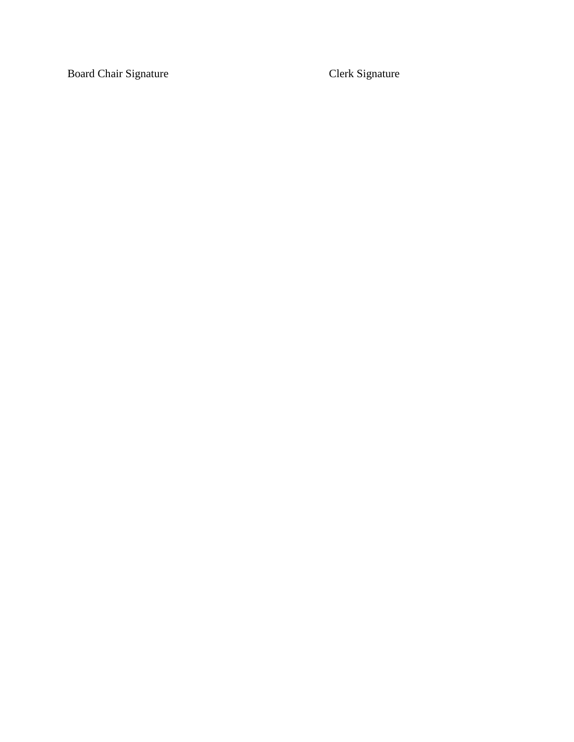Board Chair Signature

Clerk Signature